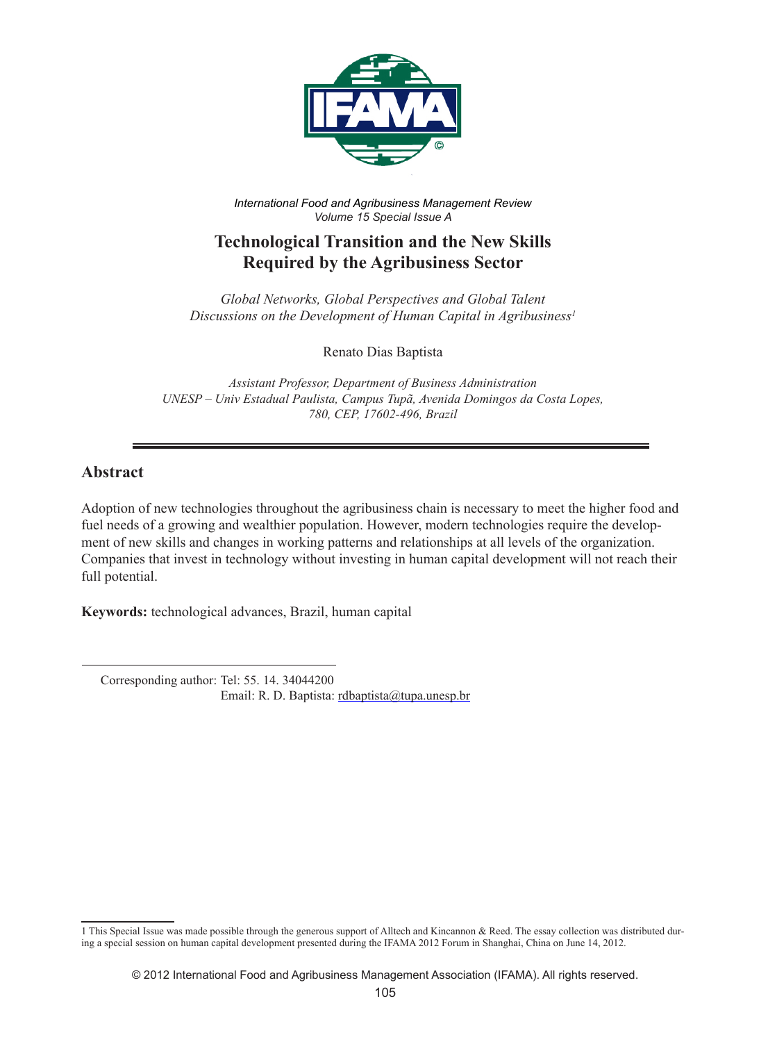*International Food and Agribusiness Management Review*
*Volume 15 Special Issue A*

# Technological Transition and the New Skills Required by the Agribusiness Sector

*Global Networks, Global Perspectives and Global Talent*
*Discussions on the Development of Human Capital in Agribusiness*[1]

Renato Dias Baptista

*Assistant Professor, Department of Business Administration*
*UNESP – Univ Estadual Paulista, Campus Tupã, Avenida Domingos da Costa Lopes, 780, CEP, 17602-496, Brazil*

---

## Abstract

Adoption of new technologies throughout the agribusiness chain is necessary to meet the higher food and fuel needs of a growing and wealthier population. However, modern technologies require the development of new skills and changes in working patterns and relationships at all levels of the organization. Companies that invest in technology without investing in human capital development will not reach their full potential.

**Keywords:** technological advances, Brazil, human capital

---

Corresponding author: Tel: 55. 14. 34044200
Email: R. D. Baptista: rdbaptista@tupa.unesp.br

---

1 This Special Issue was made possible through the generous support of Alltech and Kincannon & Reed. The essay collection was distributed during a special session on human capital development presented during the IFAMA 2012 Forum in Shanghai, China on June 14, 2012.

© 2012 International Food and Agribusiness Management Association (IFAMA). All rights reserved.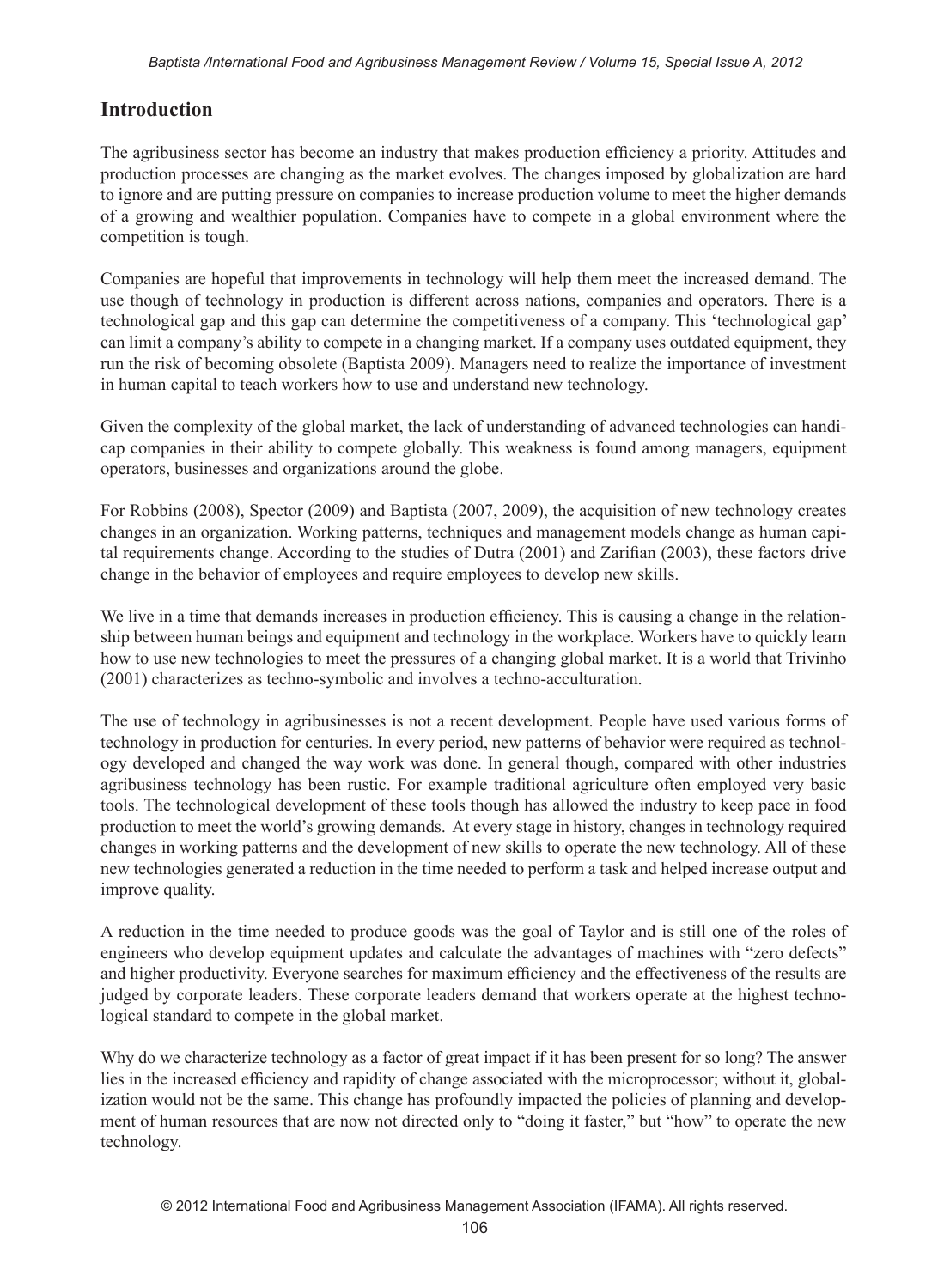## Introduction

The agribusiness sector has become an industry that makes production efficiency a priority. Attitudes and production processes are changing as the market evolves. The changes imposed by globalization are hard to ignore and are putting pressure on companies to increase production volume to meet the higher demands of a growing and wealthier population. Companies have to compete in a global environment where the competition is tough.

Companies are hopeful that improvements in technology will help them meet the increased demand. The use though of technology in production is different across nations, companies and operators. There is a technological gap and this gap can determine the competitiveness of a company. This 'technological gap' can limit a company's ability to compete in a changing market. If a company uses outdated equipment, they run the risk of becoming obsolete (Baptista 2009). Managers need to realize the importance of investment in human capital to teach workers how to use and understand new technology.

Given the complexity of the global market, the lack of understanding of advanced technologies can handicap companies in their ability to compete globally. This weakness is found among managers, equipment operators, businesses and organizations around the globe.

For Robbins (2008), Spector (2009) and Baptista (2007, 2009), the acquisition of new technology creates changes in an organization. Working patterns, techniques and management models change as human capital requirements change. According to the studies of Dutra (2001) and Zarifian (2003), these factors drive change in the behavior of employees and require employees to develop new skills.

We live in a time that demands increases in production efficiency. This is causing a change in the relationship between human beings and equipment and technology in the workplace. Workers have to quickly learn how to use new technologies to meet the pressures of a changing global market. It is a world that Trivinho (2001) characterizes as techno-symbolic and involves a techno-acculturation.

The use of technology in agribusinesses is not a recent development. People have used various forms of technology in production for centuries. In every period, new patterns of behavior were required as technology developed and changed the way work was done. In general though, compared with other industries agribusiness technology has been rustic. For example traditional agriculture often employed very basic tools. The technological development of these tools though has allowed the industry to keep pace in food production to meet the world's growing demands. At every stage in history, changes in technology required changes in working patterns and the development of new skills to operate the new technology. All of these new technologies generated a reduction in the time needed to perform a task and helped increase output and improve quality.

A reduction in the time needed to produce goods was the goal of Taylor and is still one of the roles of engineers who develop equipment updates and calculate the advantages of machines with "zero defects" and higher productivity. Everyone searches for maximum efficiency and the effectiveness of the results are judged by corporate leaders. These corporate leaders demand that workers operate at the highest technological standard to compete in the global market.

Why do we characterize technology as a factor of great impact if it has been present for so long? The answer lies in the increased efficiency and rapidity of change associated with the microprocessor; without it, globalization would not be the same. This change has profoundly impacted the policies of planning and development of human resources that are now not directed only to "doing it faster," but "how" to operate the new technology.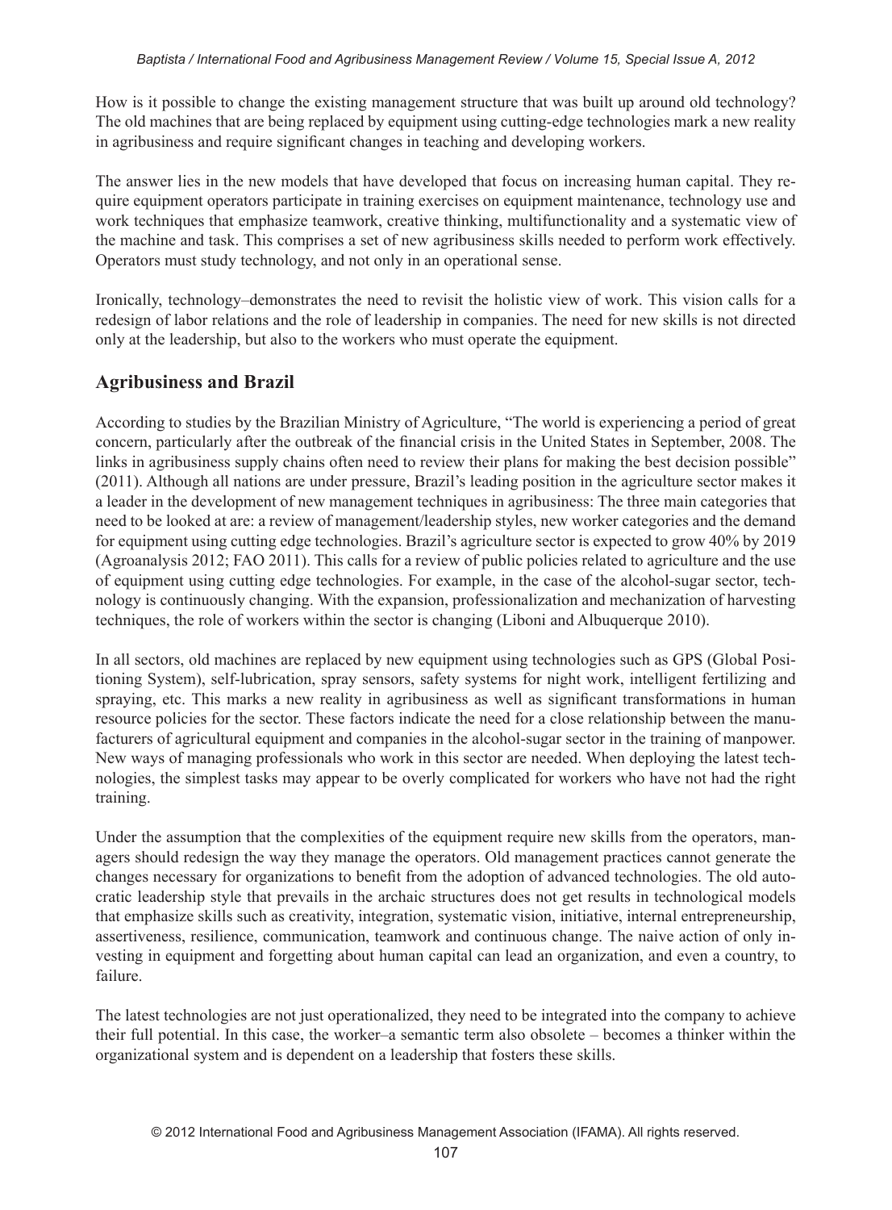How is it possible to change the existing management structure that was built up around old technology? The old machines that are being replaced by equipment using cutting-edge technologies mark a new reality in agribusiness and require significant changes in teaching and developing workers.

The answer lies in the new models that have developed that focus on increasing human capital. They require equipment operators participate in training exercises on equipment maintenance, technology use and work techniques that emphasize teamwork, creative thinking, multifunctionality and a systematic view of the machine and task. This comprises a set of new agribusiness skills needed to perform work effectively. Operators must study technology, and not only in an operational sense.

Ironically, technology–demonstrates the need to revisit the holistic view of work. This vision calls for a redesign of labor relations and the role of leadership in companies. The need for new skills is not directed only at the leadership, but also to the workers who must operate the equipment.

## Agribusiness and Brazil

According to studies by the Brazilian Ministry of Agriculture, "The world is experiencing a period of great concern, particularly after the outbreak of the financial crisis in the United States in September, 2008. The links in agribusiness supply chains often need to review their plans for making the best decision possible" (2011). Although all nations are under pressure, Brazil's leading position in the agriculture sector makes it a leader in the development of new management techniques in agribusiness: The three main categories that need to be looked at are: a review of management/leadership styles, new worker categories and the demand for equipment using cutting edge technologies. Brazil's agriculture sector is expected to grow 40% by 2019 (Agroanalysis 2012; FAO 2011). This calls for a review of public policies related to agriculture and the use of equipment using cutting edge technologies. For example, in the case of the alcohol-sugar sector, technology is continuously changing. With the expansion, professionalization and mechanization of harvesting techniques, the role of workers within the sector is changing (Liboni and Albuquerque 2010).

In all sectors, old machines are replaced by new equipment using technologies such as GPS (Global Positioning System), self-lubrication, spray sensors, safety systems for night work, intelligent fertilizing and spraying, etc. This marks a new reality in agribusiness as well as significant transformations in human resource policies for the sector. These factors indicate the need for a close relationship between the manufacturers of agricultural equipment and companies in the alcohol-sugar sector in the training of manpower. New ways of managing professionals who work in this sector are needed. When deploying the latest technologies, the simplest tasks may appear to be overly complicated for workers who have not had the right training.

Under the assumption that the complexities of the equipment require new skills from the operators, managers should redesign the way they manage the operators. Old management practices cannot generate the changes necessary for organizations to benefit from the adoption of advanced technologies. The old autocratic leadership style that prevails in the archaic structures does not get results in technological models that emphasize skills such as creativity, integration, systematic vision, initiative, internal entrepreneurship, assertiveness, resilience, communication, teamwork and continuous change. The naive action of only investing in equipment and forgetting about human capital can lead an organization, and even a country, to failure.

The latest technologies are not just operationalized, they need to be integrated into the company to achieve their full potential. In this case, the worker–a semantic term also obsolete – becomes a thinker within the organizational system and is dependent on a leadership that fosters these skills.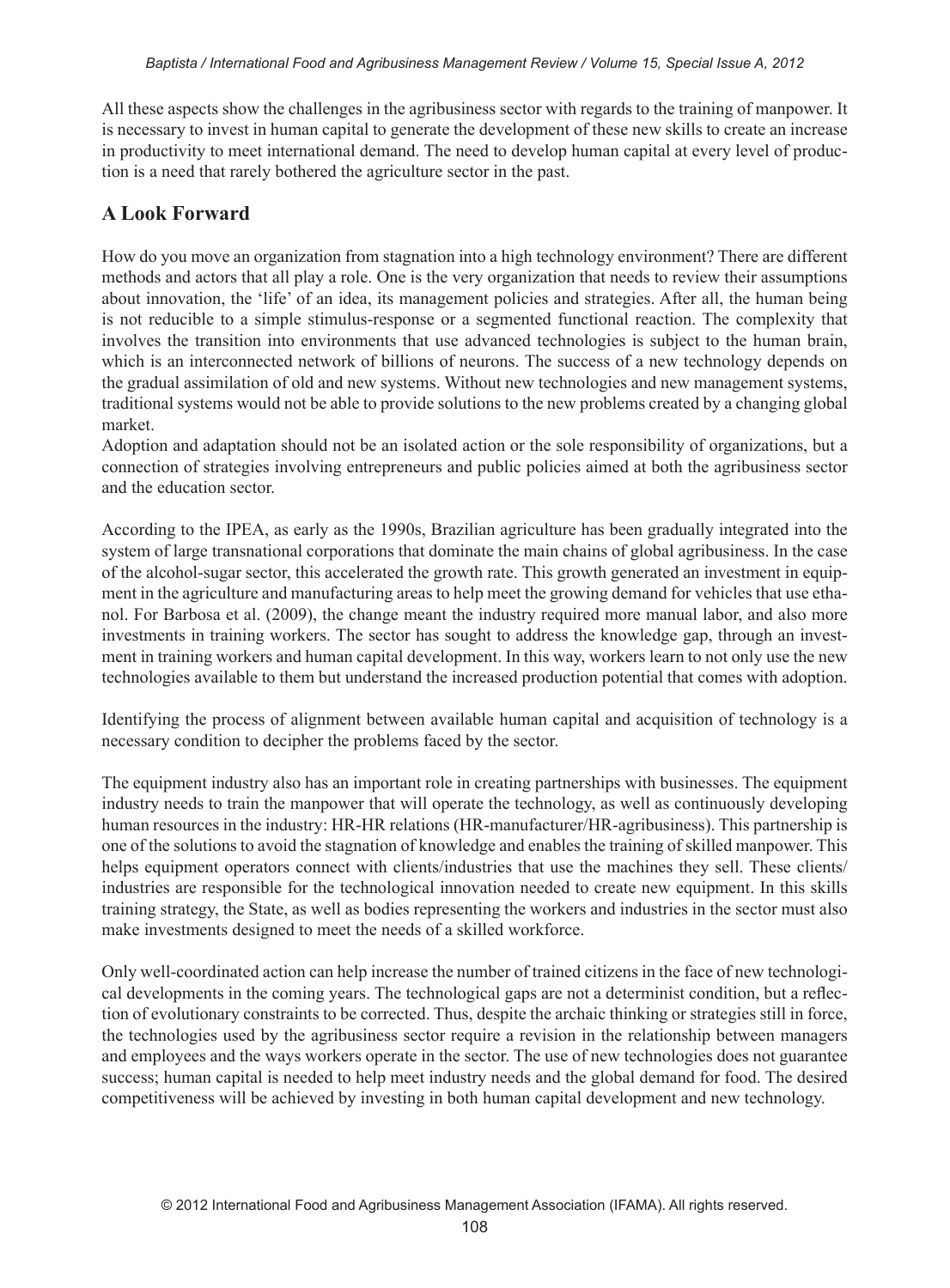All these aspects show the challenges in the agribusiness sector with regards to the training of manpower. It is necessary to invest in human capital to generate the development of these new skills to create an increase in productivity to meet international demand. The need to develop human capital at every level of production is a need that rarely bothered the agriculture sector in the past.

## A Look Forward

How do you move an organization from stagnation into a high technology environment? There are different methods and actors that all play a role. One is the very organization that needs to review their assumptions about innovation, the 'life' of an idea, its management policies and strategies. After all, the human being is not reducible to a simple stimulus-response or a segmented functional reaction. The complexity that involves the transition into environments that use advanced technologies is subject to the human brain, which is an interconnected network of billions of neurons. The success of a new technology depends on the gradual assimilation of old and new systems. Without new technologies and new management systems, traditional systems would not be able to provide solutions to the new problems created by a changing global market.

Adoption and adaptation should not be an isolated action or the sole responsibility of organizations, but a connection of strategies involving entrepreneurs and public policies aimed at both the agribusiness sector and the education sector.

According to the IPEA, as early as the 1990s, Brazilian agriculture has been gradually integrated into the system of large transnational corporations that dominate the main chains of global agribusiness. In the case of the alcohol-sugar sector, this accelerated the growth rate. This growth generated an investment in equipment in the agriculture and manufacturing areas to help meet the growing demand for vehicles that use ethanol. For Barbosa et al. (2009), the change meant the industry required more manual labor, and also more investments in training workers. The sector has sought to address the knowledge gap, through an investment in training workers and human capital development. In this way, workers learn to not only use the new technologies available to them but understand the increased production potential that comes with adoption.

Identifying the process of alignment between available human capital and acquisition of technology is a necessary condition to decipher the problems faced by the sector.

The equipment industry also has an important role in creating partnerships with businesses. The equipment industry needs to train the manpower that will operate the technology, as well as continuously developing human resources in the industry: HR-HR relations (HR-manufacturer/HR-agribusiness). This partnership is one of the solutions to avoid the stagnation of knowledge and enables the training of skilled manpower. This helps equipment operators connect with clients/industries that use the machines they sell. These clients/industries are responsible for the technological innovation needed to create new equipment. In this skills training strategy, the State, as well as bodies representing the workers and industries in the sector must also make investments designed to meet the needs of a skilled workforce.

Only well-coordinated action can help increase the number of trained citizens in the face of new technological developments in the coming years. The technological gaps are not a determinist condition, but a reflection of evolutionary constraints to be corrected. Thus, despite the archaic thinking or strategies still in force, the technologies used by the agribusiness sector require a revision in the relationship between managers and employees and the ways workers operate in the sector. The use of new technologies does not guarantee success; human capital is needed to help meet industry needs and the global demand for food. The desired competitiveness will be achieved by investing in both human capital development and new technology.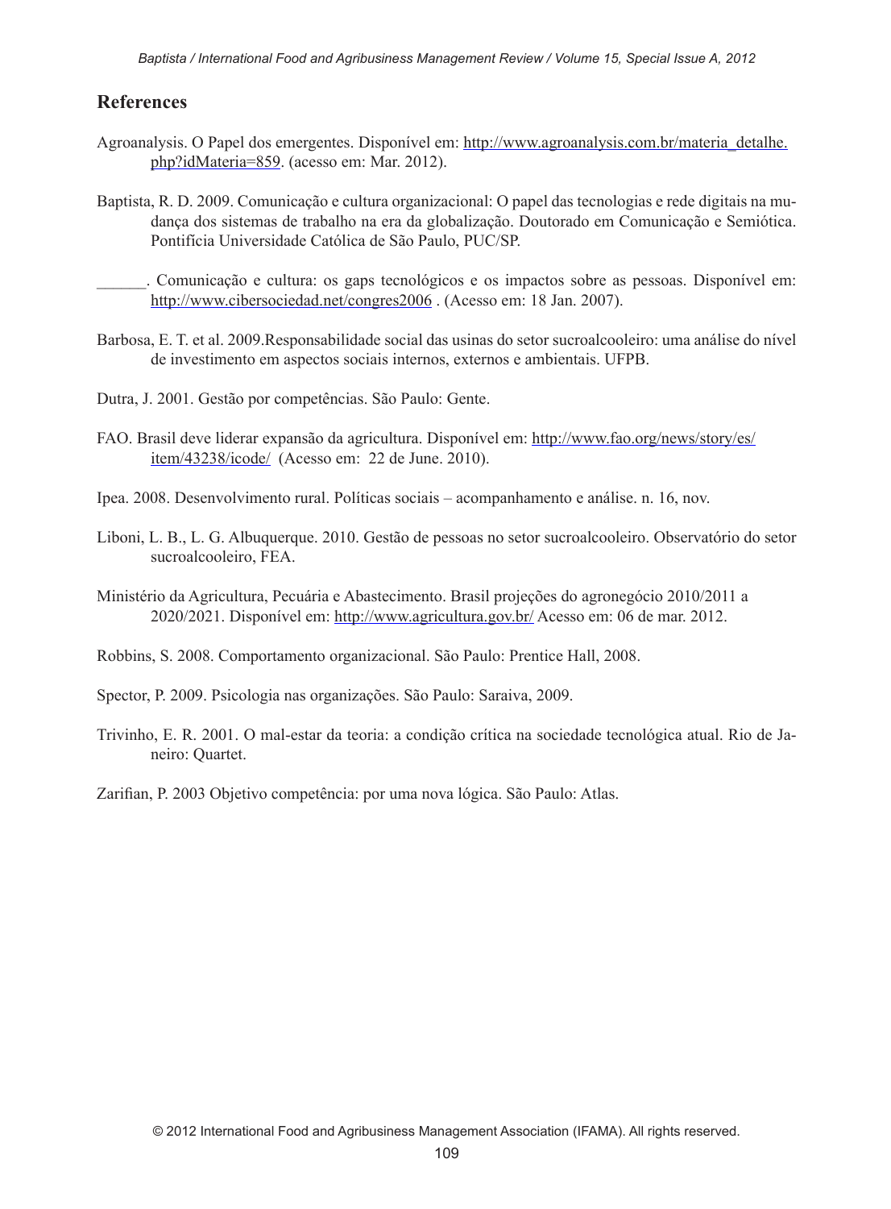## References

Agroanalysis. O Papel dos emergentes. Disponível em: http://www.agroanalysis.com.br/materia_detalhe.php?idMateria=859. (acesso em: Mar. 2012).

Baptista, R. D. 2009. Comunicação e cultura organizacional: O papel das tecnologias e rede digitais na mudança dos sistemas de trabalho na era da globalização. Doutorado em Comunicação e Semiótica. Pontifícia Universidade Católica de São Paulo, PUC/SP.

______. Comunicação e cultura: os gaps tecnológicos e os impactos sobre as pessoas. Disponível em: http://www.cibersociedad.net/congres2006 . (Acesso em: 18 Jan. 2007).

Barbosa, E. T. et al. 2009.Responsabilidade social das usinas do setor sucroalcooleiro: uma análise do nível de investimento em aspectos sociais internos, externos e ambientais. UFPB.

Dutra, J. 2001. Gestão por competências. São Paulo: Gente.

FAO. Brasil deve liderar expansão da agricultura. Disponível em: http://www.fao.org/news/story/es/item/43238/icode/ (Acesso em: 22 de June. 2010).

Ipea. 2008. Desenvolvimento rural. Políticas sociais – acompanhamento e análise. n. 16, nov.

Liboni, L. B., L. G. Albuquerque. 2010. Gestão de pessoas no setor sucroalcooleiro. Observatório do setor sucroalcooleiro, FEA.

Ministério da Agricultura, Pecuária e Abastecimento. Brasil projeções do agronegócio 2010/2011 a 2020/2021. Disponível em: http://www.agricultura.gov.br/ Acesso em: 06 de mar. 2012.

Robbins, S. 2008. Comportamento organizacional. São Paulo: Prentice Hall, 2008.

Spector, P. 2009. Psicologia nas organizações. São Paulo: Saraiva, 2009.

Trivinho, E. R. 2001. O mal-estar da teoria: a condição crítica na sociedade tecnológica atual. Rio de Janeiro: Quartet.

Zarifian, P. 2003 Objetivo competência: por uma nova lógica. São Paulo: Atlas.